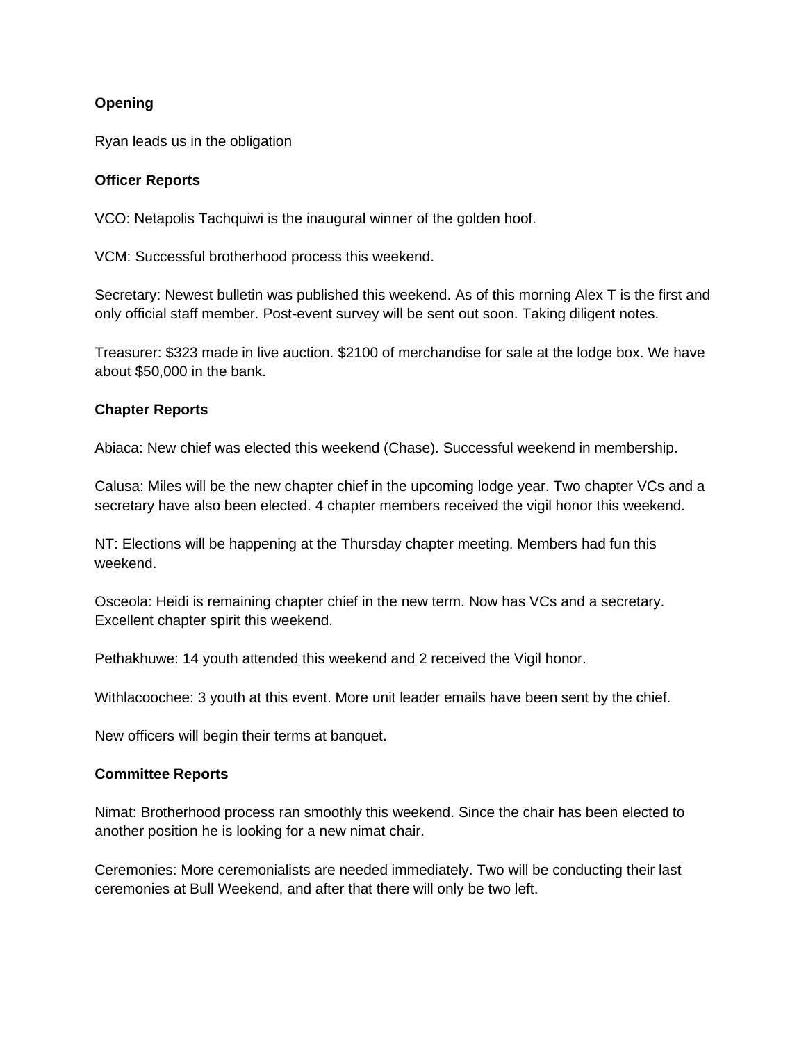**Opening**

Ryan leads us in the obligation

**Officer Reports**

VCO: Netapolis Tachquiwi is the inaugural winner of the golden hoof.

VCM: Successful brotherhood process this weekend.

Secretary: Newest bulletin was published this weekend. As of this morning Alex T is the first and only official staff member. Post-event survey will be sent out soon. Taking diligent notes.

Treasurer: $323 made in live auction. $2100 of merchandise for sale at the lodge box. We have about $50,000 in the bank.

**Chapter Reports**

Abiaca: New chief was elected this weekend (Chase). Successful weekend in membership.

Calusa: Miles will be the new chapter chief in the upcoming lodge year. Two chapter VCs and a secretary have also been elected. 4 chapter members received the vigil honor this weekend.

NT: Elections will be happening at the Thursday chapter meeting. Members had fun this weekend.

Osceola: Heidi is remaining chapter chief in the new term. Now has VCs and a secretary. Excellent chapter spirit this weekend.

Pethakhuwe: 14 youth attended this weekend and 2 received the Vigil honor.

Withlacoochee: 3 youth at this event. More unit leader emails have been sent by the chief.

New officers will begin their terms at banquet.

**Committee Reports**

Nimat: Brotherhood process ran smoothly this weekend. Since the chair has been elected to another position he is looking for a new nimat chair.

Ceremonies: More ceremonialists are needed immediately. Two will be conducting their last ceremonies at Bull Weekend, and after that there will only be two left.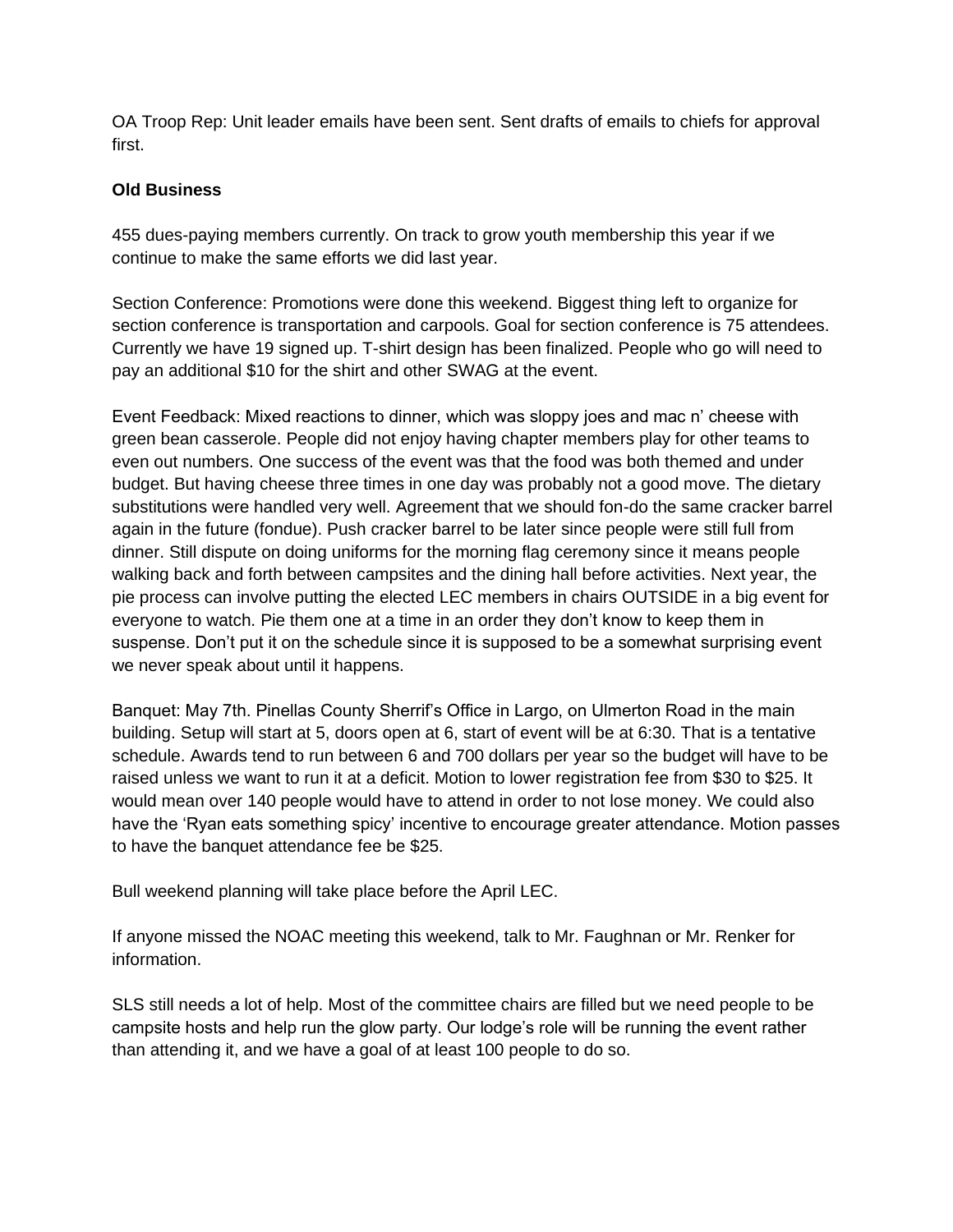OA Troop Rep: Unit leader emails have been sent. Sent drafts of emails to chiefs for approval first.

**Old Business**

455 dues-paying members currently. On track to grow youth membership this year if we continue to make the same efforts we did last year.

Section Conference: Promotions were done this weekend. Biggest thing left to organize for section conference is transportation and carpools. Goal for section conference is 75 attendees. Currently we have 19 signed up. T-shirt design has been finalized. People who go will need to pay an additional $10 for the shirt and other SWAG at the event.

Event Feedback: Mixed reactions to dinner, which was sloppy joes and mac n' cheese with green bean casserole. People did not enjoy having chapter members play for other teams to even out numbers. One success of the event was that the food was both themed and under budget. But having cheese three times in one day was probably not a good move. The dietary substitutions were handled very well. Agreement that we should fon-do the same cracker barrel again in the future (fondue). Push cracker barrel to be later since people were still full from dinner. Still dispute on doing uniforms for the morning flag ceremony since it means people walking back and forth between campsites and the dining hall before activities. Next year, the pie process can involve putting the elected LEC members in chairs OUTSIDE in a big event for everyone to watch. Pie them one at a time in an order they don't know to keep them in suspense. Don't put it on the schedule since it is supposed to be a somewhat surprising event we never speak about until it happens.

Banquet: May 7th. Pinellas County Sherrif's Office in Largo, on Ulmerton Road in the main building. Setup will start at 5, doors open at 6, start of event will be at 6:30. That is a tentative schedule. Awards tend to run between 6 and 700 dollars per year so the budget will have to be raised unless we want to run it at a deficit. Motion to lower registration fee from $30 to $25. It would mean over 140 people would have to attend in order to not lose money. We could also have the 'Ryan eats something spicy' incentive to encourage greater attendance. Motion passes to have the banquet attendance fee be $25.

Bull weekend planning will take place before the April LEC.

If anyone missed the NOAC meeting this weekend, talk to Mr. Faughnan or Mr. Renker for information.

SLS still needs a lot of help. Most of the committee chairs are filled but we need people to be campsite hosts and help run the glow party. Our lodge's role will be running the event rather than attending it, and we have a goal of at least 100 people to do so.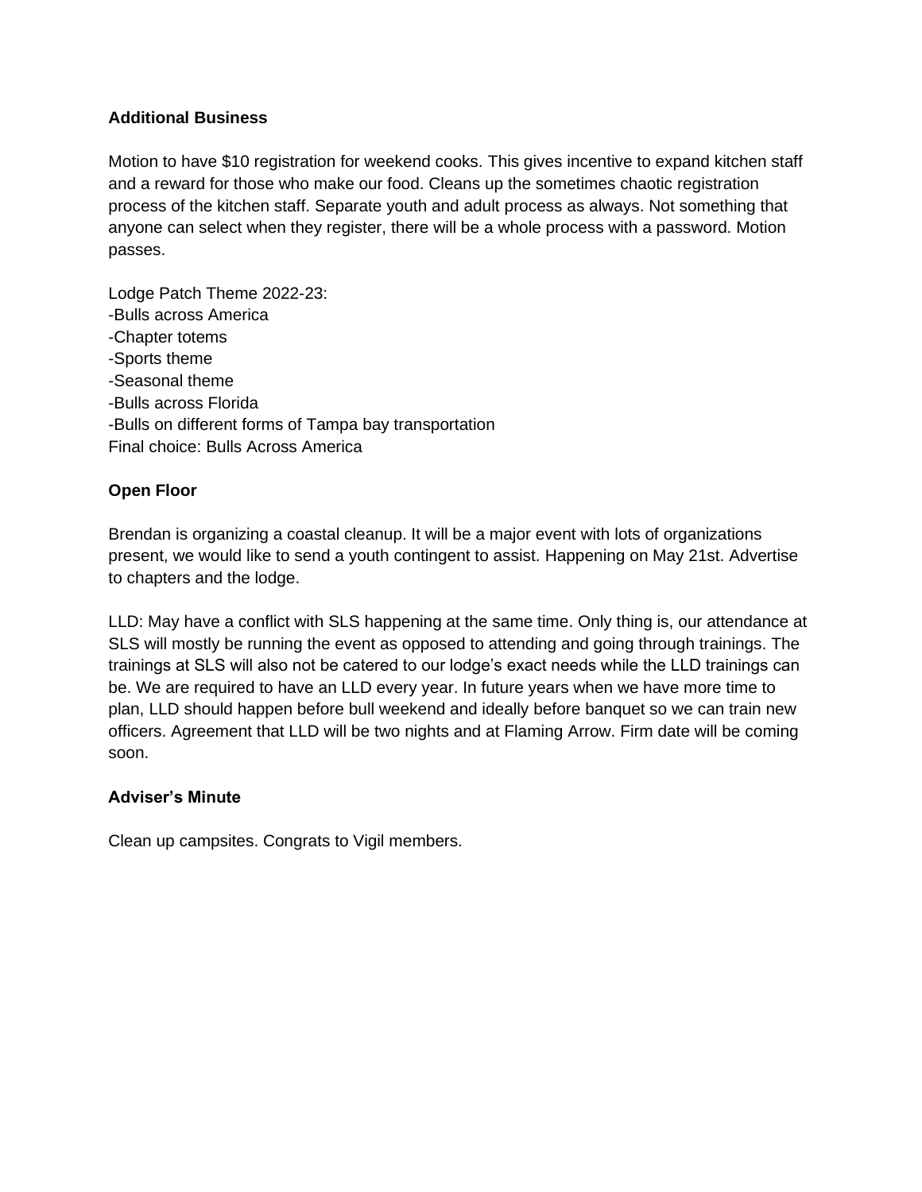**Additional Business**

Motion to have $10 registration for weekend cooks. This gives incentive to expand kitchen staff and a reward for those who make our food. Cleans up the sometimes chaotic registration process of the kitchen staff. Separate youth and adult process as always. Not something that anyone can select when they register, there will be a whole process with a password. Motion passes.

Lodge Patch Theme 2022-23:
-Bulls across America
-Chapter totems
-Sports theme
-Seasonal theme
-Bulls across Florida
-Bulls on different forms of Tampa bay transportation
Final choice: Bulls Across America

**Open Floor**

Brendan is organizing a coastal cleanup. It will be a major event with lots of organizations present, we would like to send a youth contingent to assist. Happening on May 21st. Advertise to chapters and the lodge.

LLD: May have a conflict with SLS happening at the same time. Only thing is, our attendance at SLS will mostly be running the event as opposed to attending and going through trainings. The trainings at SLS will also not be catered to our lodge's exact needs while the LLD trainings can be. We are required to have an LLD every year. In future years when we have more time to plan, LLD should happen before bull weekend and ideally before banquet so we can train new officers. Agreement that LLD will be two nights and at Flaming Arrow. Firm date will be coming soon.

**Adviser's Minute**

Clean up campsites. Congrats to Vigil members.